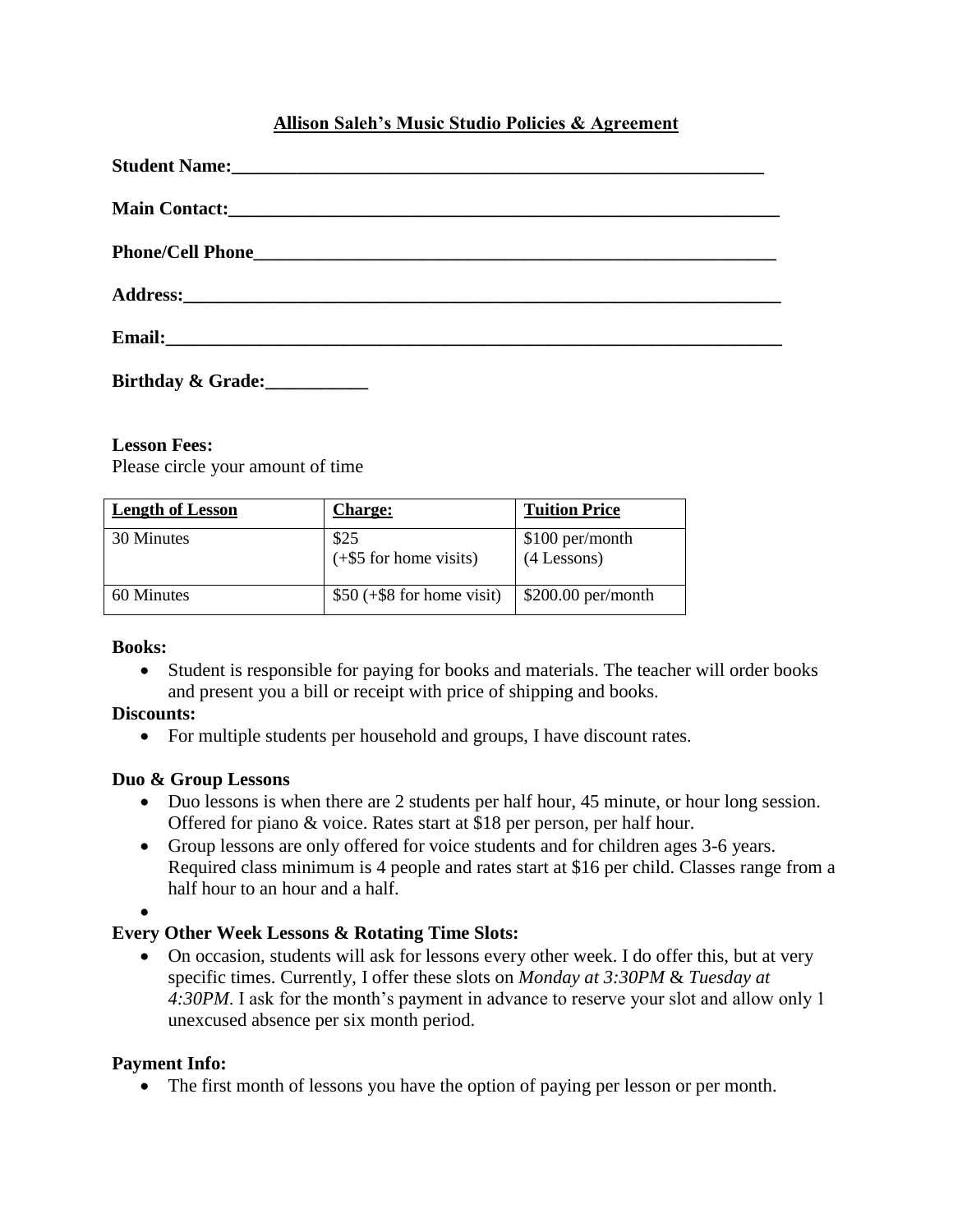# Allison Saleh's Music Studio Policies & Agreement

**Student Name:**_______________________________________________________________

**Main Contact:**_______________________________________________________________

**Phone/Cell Phone**____________________________________________________________

**Address:**____________________________________________________________________

**Email:**______________________________________________________________________

**Birthday & Grade:**___________

**Lesson Fees:**

Please circle your amount of time

| Length of Lesson | Charge: | Tuition Price |
|---|---|---|
| 30 Minutes | $25 (+$5 for home visits) | $100 per/month (4 Lessons) |
| 60 Minutes | $50 (+$8 for home visit) | $200.00 per/month |

**Books:**

- Student is responsible for paying for books and materials. The teacher will order books and present you a bill or receipt with price of shipping and books.

**Discounts:**

- For multiple students per household and groups, I have discount rates.

**Duo & Group Lessons**

- Duo lessons is when there are 2 students per half hour, 45 minute, or hour long session. Offered for piano & voice. Rates start at $18 per person, per half hour.
- Group lessons are only offered for voice students and for children ages 3-6 years. Required class minimum is 4 people and rates start at $16 per child. Classes range from a half hour to an hour and a half.

**Every Other Week Lessons & Rotating Time Slots:**

- On occasion, students will ask for lessons every other week. I do offer this, but at very specific times. Currently, I offer these slots on *Monday at 3:30PM* & *Tuesday at 4:30PM*. I ask for the month's payment in advance to reserve your slot and allow only 1 unexcused absence per six month period.

**Payment Info:**

- The first month of lessons you have the option of paying per lesson or per month.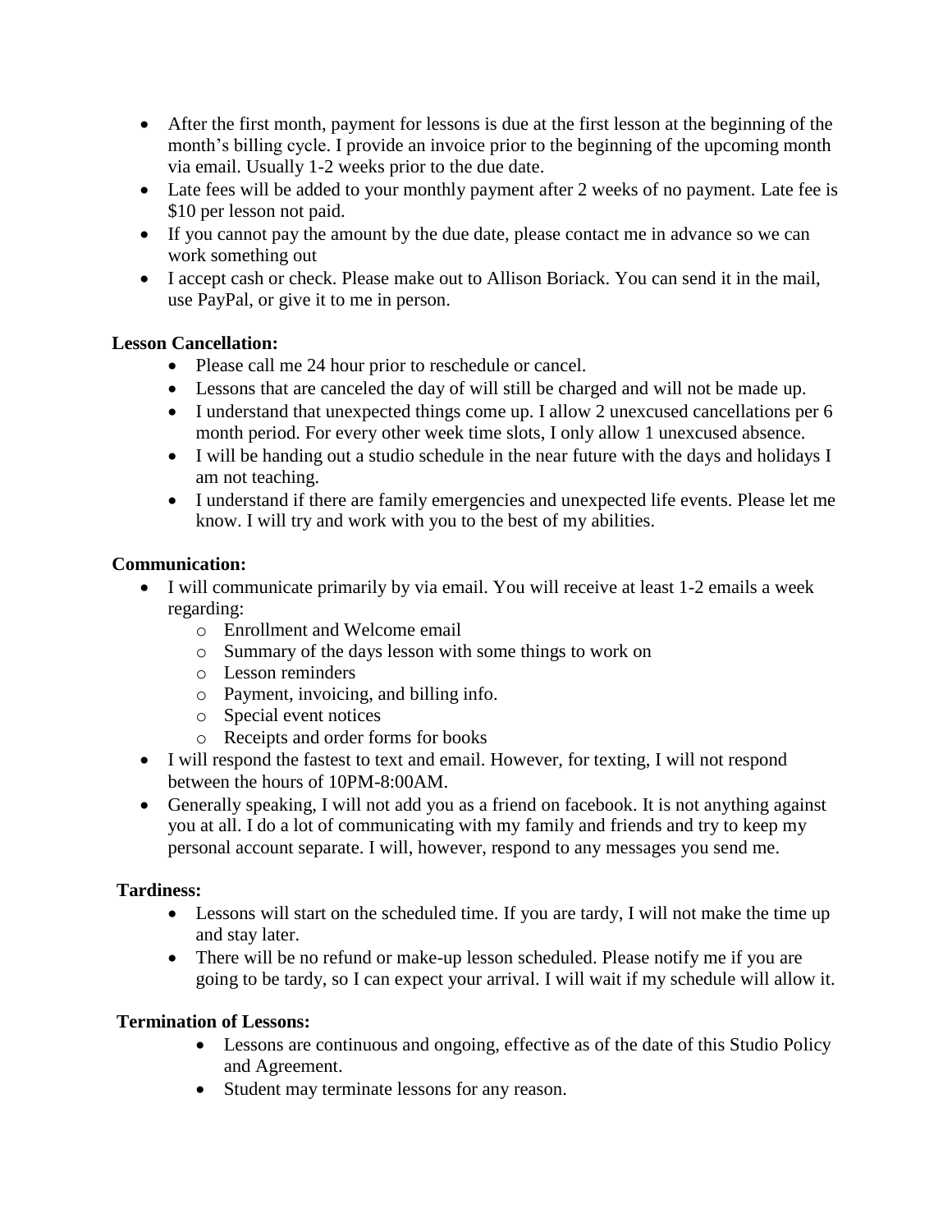- After the first month, payment for lessons is due at the first lesson at the beginning of the month's billing cycle. I provide an invoice prior to the beginning of the upcoming month via email. Usually 1-2 weeks prior to the due date.
- Late fees will be added to your monthly payment after 2 weeks of no payment. Late fee is $10 per lesson not paid.
- If you cannot pay the amount by the due date, please contact me in advance so we can work something out
- I accept cash or check. Please make out to Allison Boriack. You can send it in the mail, use PayPal, or give it to me in person.

**Lesson Cancellation:**

- Please call me 24 hour prior to reschedule or cancel.
- Lessons that are canceled the day of will still be charged and will not be made up.
- I understand that unexpected things come up. I allow 2 unexcused cancellations per 6 month period. For every other week time slots, I only allow 1 unexcused absence.
- I will be handing out a studio schedule in the near future with the days and holidays I am not teaching.
- I understand if there are family emergencies and unexpected life events. Please let me know. I will try and work with you to the best of my abilities.

**Communication:**

- I will communicate primarily by via email. You will receive at least 1-2 emails a week regarding:
  - Enrollment and Welcome email
  - Summary of the days lesson with some things to work on
  - Lesson reminders
  - Payment, invoicing, and billing info.
  - Special event notices
  - Receipts and order forms for books
- I will respond the fastest to text and email. However, for texting, I will not respond between the hours of 10PM-8:00AM.
- Generally speaking, I will not add you as a friend on facebook. It is not anything against you at all. I do a lot of communicating with my family and friends and try to keep my personal account separate. I will, however, respond to any messages you send me.

**Tardiness:**

- Lessons will start on the scheduled time. If you are tardy, I will not make the time up and stay later.
- There will be no refund or make-up lesson scheduled. Please notify me if you are going to be tardy, so I can expect your arrival. I will wait if my schedule will allow it.

**Termination of Lessons:**

- Lessons are continuous and ongoing, effective as of the date of this Studio Policy and Agreement.
- Student may terminate lessons for any reason.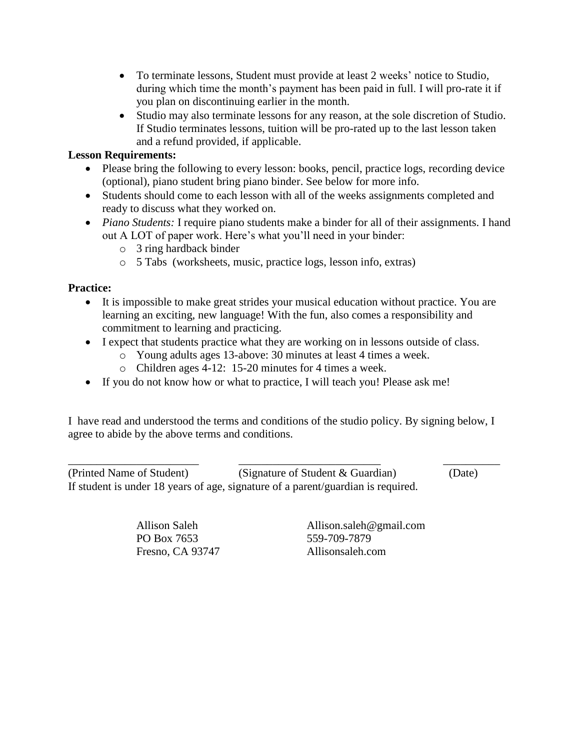- To terminate lessons, Student must provide at least 2 weeks' notice to Studio, during which time the month's payment has been paid in full. I will pro-rate it if you plan on discontinuing earlier in the month.
- Studio may also terminate lessons for any reason, at the sole discretion of Studio. If Studio terminates lessons, tuition will be pro-rated up to the last lesson taken and a refund provided, if applicable.

**Lesson Requirements:**

- Please bring the following to every lesson: books, pencil, practice logs, recording device (optional), piano student bring piano binder. See below for more info.
- Students should come to each lesson with all of the weeks assignments completed and ready to discuss what they worked on.
- *Piano Students:* I require piano students make a binder for all of their assignments. I hand out A LOT of paper work. Here's what you'll need in your binder:
    - 3 ring hardback binder
    - 5 Tabs (worksheets, music, practice logs, lesson info, extras)

**Practice:**

- It is impossible to make great strides your musical education without practice. You are learning an exciting, new language! With the fun, also comes a responsibility and commitment to learning and practicing.
- I expect that students practice what they are working on in lessons outside of class.
    - Young adults ages 13-above: 30 minutes at least 4 times a week.
    - Children ages 4-12: 15-20 minutes for 4 times a week.
- If you do not know how or what to practice, I will teach you! Please ask me!

I have read and understood the terms and conditions of the studio policy. By signing below, I agree to abide by the above terms and conditions.

________________________ ________________________ __________

(Printed Name of Student) (Signature of Student & Guardian) (Date)

If student is under 18 years of age, signature of a parent/guardian is required.

Allison Saleh
PO Box 7653
Fresno, CA 93747

Allison.saleh@gmail.com
559-709-7879
Allisonsaleh.com